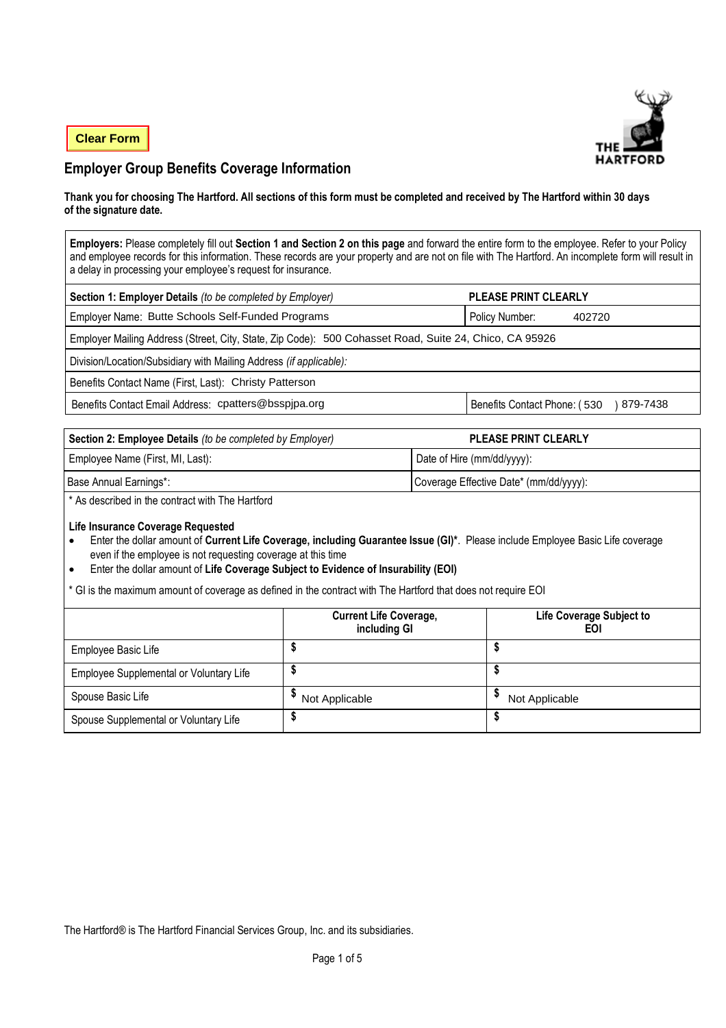Clear Form

THE HARTFORD

# Employer Group Benefits Coverage Information

**Thank you for choosing The Hartford. All sections of this form must be completed and received by The Hartford within 30 days of the signature date.**

**Employers:** Please completely fill out **Section 1 and Section 2 on this page** and forward the entire form to the employee. Refer to your Policy and employee records for this information. These records are your property and are not on file with The Hartford. An incomplete form will result in a delay in processing your employee's request for insurance.

| **Section 1: Employer Details** *(to be completed by Employer)* | **PLEASE PRINT CLEARLY** |
|---|---|
| Employer Name: Butte Schools Self-Funded Programs | Policy Number: 402720 |
| Employer Mailing Address (Street, City, State, Zip Code): 500 Cohasset Road, Suite 24, Chico, CA 95926 | |
| Division/Location/Subsidiary with Mailing Address *(if applicable)*: | |
| Benefits Contact Name (First, Last): Christy Patterson | |
| Benefits Contact Email Address: cpatters@bsspjpa.org | Benefits Contact Phone: ( 530 ) 879-7438 |

| **Section 2: Employee Details** *(to be completed by Employer)* | **PLEASE PRINT CLEARLY** |
|---|---|
| Employee Name (First, MI, Last): | Date of Hire (mm/dd/yyyy): |
| Base Annual Earnings*: | Coverage Effective Date* (mm/dd/yyyy): |

\* As described in the contract with The Hartford

**Life Insurance Coverage Requested**

- Enter the dollar amount of **Current Life Coverage, including Guarantee Issue (GI)***. Please include Employee Basic Life coverage even if the employee is not requesting coverage at this time
- Enter the dollar amount of **Life Coverage Subject to Evidence of Insurability (EOI)**

\* GI is the maximum amount of coverage as defined in the contract with The Hartford that does not require EOI

| | **Current Life Coverage, including GI** | **Life Coverage Subject to EOI** |
|---|---|---|
| Employee Basic Life | $ | $ |
| Employee Supplemental or Voluntary Life | $ | $ |
| Spouse Basic Life | $ Not Applicable | $ Not Applicable |
| Spouse Supplemental or Voluntary Life | $ | $ |

The Hartford® is The Hartford Financial Services Group, Inc. and its subsidiaries.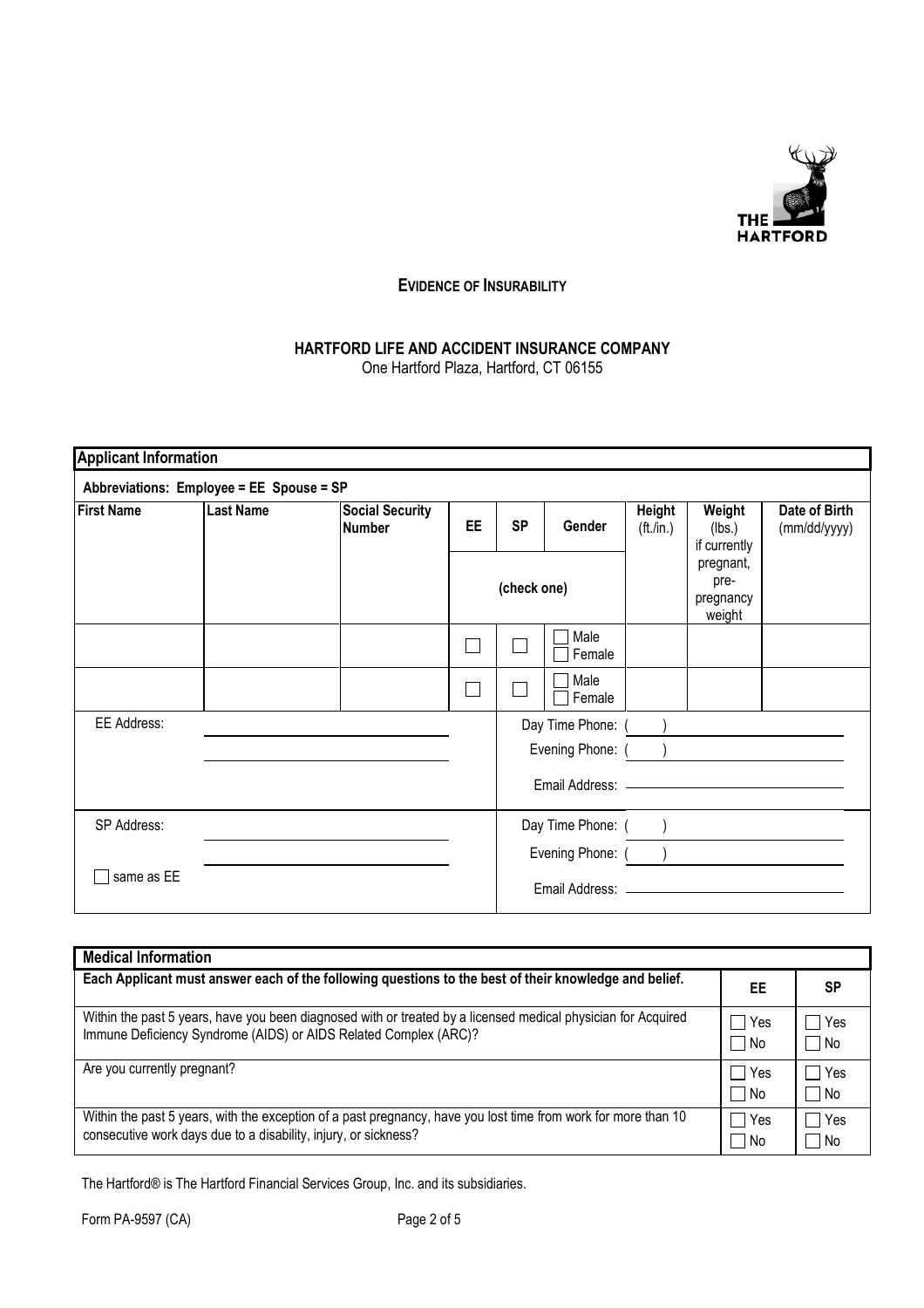# EVIDENCE OF INSURABILITY

## HARTFORD LIFE AND ACCIDENT INSURANCE COMPANY

One Hartford Plaza, Hartford, CT 06155

**Applicant Information**

**Abbreviations: Employee = EE Spouse = SP**

| First Name | Last Name | Social Security Number | EE | SP | Gender | Height (ft./in.) | Weight (lbs.) if currently pregnant, pre-pregnancy weight | Date of Birth (mm/dd/yyyy) |
|---|---|---|---|---|---|---|---|---|
| | | | (check one) | | | | | |
| | | | ☐ | ☐ | ☐ Male ☐ Female | | | |
| | | | ☐ | ☐ | ☐ Male ☐ Female | | | |

EE Address: ______________________________

Day Time Phone: ( )

Evening Phone: ( )

Email Address: ______________________________

SP Address: ______________________________

☐ same as EE

Day Time Phone: ( )

Evening Phone: ( )

Email Address: ______________________________

**Medical Information**

| Each Applicant must answer each of the following questions to the best of their knowledge and belief. | EE | SP |
|---|---|---|
| Within the past 5 years, have you been diagnosed with or treated by a licensed medical physician for Acquired Immune Deficiency Syndrome (AIDS) or AIDS Related Complex (ARC)? | ☐ Yes ☐ No | ☐ Yes ☐ No |
| Are you currently pregnant? | ☐ Yes ☐ No | ☐ Yes ☐ No |
| Within the past 5 years, with the exception of a past pregnancy, have you lost time from work for more than 10 consecutive work days due to a disability, injury, or sickness? | ☐ Yes ☐ No | ☐ Yes ☐ No |

The Hartford® is The Hartford Financial Services Group, Inc. and its subsidiaries.

Form PA-9597 (CA)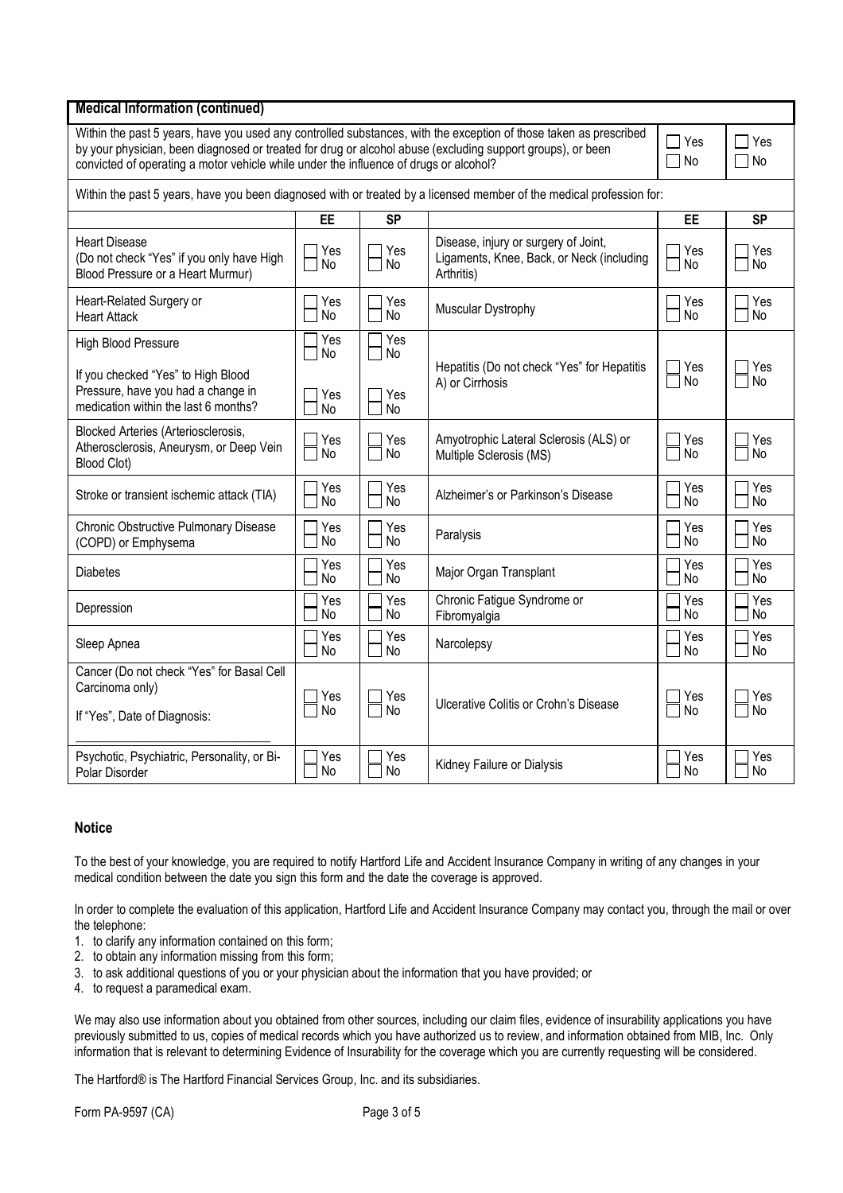**Medical Information (continued)**

| Within the past 5 years, have you used any controlled substances, with the exception of those taken as prescribed by your physician, been diagnosed or treated for drug or alcohol abuse (excluding support groups), or been convicted of operating a motor vehicle while under the influence of drugs or alcohol? | ☐ Yes ☐ No | ☐ Yes ☐ No |
|---|---|---|

Within the past 5 years, have you been diagnosed with or treated by a licensed member of the medical profession for:

| | EE | SP | | EE | SP |
|---|---|---|---|---|---|
| Heart Disease (Do not check "Yes" if you only have High Blood Pressure or a Heart Murmur) | ☐ Yes ☐ No | ☐ Yes ☐ No | Disease, injury or surgery of Joint, Ligaments, Knee, Back, or Neck (including Arthritis) | ☐ Yes ☐ No | ☐ Yes ☐ No |
| Heart-Related Surgery or Heart Attack | ☐ Yes ☐ No | ☐ Yes ☐ No | Muscular Dystrophy | ☐ Yes ☐ No | ☐ Yes ☐ No |
| High Blood Pressure | ☐ Yes ☐ No | ☐ Yes ☐ No | Hepatitis (Do not check "Yes" for Hepatitis A) or Cirrhosis | ☐ Yes ☐ No | ☐ Yes ☐ No |
| If you checked "Yes" to High Blood Pressure, have you had a change in medication within the last 6 months? | ☐ Yes ☐ No | ☐ Yes ☐ No | | | |
| Blocked Arteries (Arteriosclerosis, Atherosclerosis, Aneurysm, or Deep Vein Blood Clot) | ☐ Yes ☐ No | ☐ Yes ☐ No | Amyotrophic Lateral Sclerosis (ALS) or Multiple Sclerosis (MS) | ☐ Yes ☐ No | ☐ Yes ☐ No |
| Stroke or transient ischemic attack (TIA) | ☐ Yes ☐ No | ☐ Yes ☐ No | Alzheimer's or Parkinson's Disease | ☐ Yes ☐ No | ☐ Yes ☐ No |
| Chronic Obstructive Pulmonary Disease (COPD) or Emphysema | ☐ Yes ☐ No | ☐ Yes ☐ No | Paralysis | ☐ Yes ☐ No | ☐ Yes ☐ No |
| Diabetes | ☐ Yes ☐ No | ☐ Yes ☐ No | Major Organ Transplant | ☐ Yes ☐ No | ☐ Yes ☐ No |
| Depression | ☐ Yes ☐ No | ☐ Yes ☐ No | Chronic Fatigue Syndrome or Fibromyalgia | ☐ Yes ☐ No | ☐ Yes ☐ No |
| Sleep Apnea | ☐ Yes ☐ No | ☐ Yes ☐ No | Narcolepsy | ☐ Yes ☐ No | ☐ Yes ☐ No |
| Cancer (Do not check "Yes" for Basal Cell Carcinoma only) If "Yes", Date of Diagnosis: ____________ | ☐ Yes ☐ No | ☐ Yes ☐ No | Ulcerative Colitis or Crohn's Disease | ☐ Yes ☐ No | ☐ Yes ☐ No |
| Psychotic, Psychiatric, Personality, or Bi-Polar Disorder | ☐ Yes ☐ No | ☐ Yes ☐ No | Kidney Failure or Dialysis | ☐ Yes ☐ No | ☐ Yes ☐ No |

## Notice

To the best of your knowledge, you are required to notify Hartford Life and Accident Insurance Company in writing of any changes in your medical condition between the date you sign this form and the date the coverage is approved.

In order to complete the evaluation of this application, Hartford Life and Accident Insurance Company may contact you, through the mail or over the telephone:

1. to clarify any information contained on this form;
2. to obtain any information missing from this form;
3. to ask additional questions of you or your physician about the information that you have provided; or
4. to request a paramedical exam.

We may also use information about you obtained from other sources, including our claim files, evidence of insurability applications you have previously submitted to us, copies of medical records which you have authorized us to review, and information obtained from MIB, Inc. Only information that is relevant to determining Evidence of Insurability for the coverage which you are currently requesting will be considered.

The Hartford® is The Hartford Financial Services Group, Inc. and its subsidiaries.

Form PA-9597 (CA)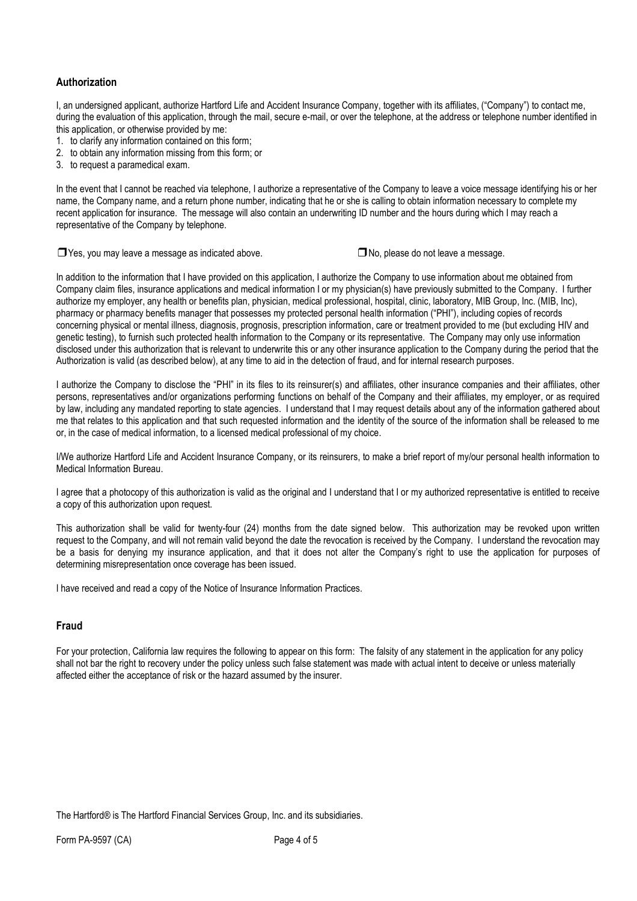## Authorization

I, an undersigned applicant, authorize Hartford Life and Accident Insurance Company, together with its affiliates, ("Company") to contact me, during the evaluation of this application, through the mail, secure e-mail, or over the telephone, at the address or telephone number identified in this application, or otherwise provided by me:

1. to clarify any information contained on this form;
2. to obtain any information missing from this form; or
3. to request a paramedical exam.

In the event that I cannot be reached via telephone, I authorize a representative of the Company to leave a voice message identifying his or her name, the Company name, and a return phone number, indicating that he or she is calling to obtain information necessary to complete my recent application for insurance. The message will also contain an underwriting ID number and the hours during which I may reach a representative of the Company by telephone.

❒ Yes, you may leave a message as indicated above. ❒ No, please do not leave a message.

In addition to the information that I have provided on this application, I authorize the Company to use information about me obtained from Company claim files, insurance applications and medical information I or my physician(s) have previously submitted to the Company. I further authorize my employer, any health or benefits plan, physician, medical professional, hospital, clinic, laboratory, MIB Group, Inc. (MIB, Inc), pharmacy or pharmacy benefits manager that possesses my protected personal health information ("PHI"), including copies of records concerning physical or mental illness, diagnosis, prognosis, prescription information, care or treatment provided to me (but excluding HIV and genetic testing), to furnish such protected health information to the Company or its representative. The Company may only use information disclosed under this authorization that is relevant to underwrite this or any other insurance application to the Company during the period that the Authorization is valid (as described below), at any time to aid in the detection of fraud, and for internal research purposes.

I authorize the Company to disclose the "PHI" in its files to its reinsurer(s) and affiliates, other insurance companies and their affiliates, other persons, representatives and/or organizations performing functions on behalf of the Company and their affiliates, my employer, or as required by law, including any mandated reporting to state agencies. I understand that I may request details about any of the information gathered about me that relates to this application and that such requested information and the identity of the source of the information shall be released to me or, in the case of medical information, to a licensed medical professional of my choice.

I/We authorize Hartford Life and Accident Insurance Company, or its reinsurers, to make a brief report of my/our personal health information to Medical Information Bureau.

I agree that a photocopy of this authorization is valid as the original and I understand that I or my authorized representative is entitled to receive a copy of this authorization upon request.

This authorization shall be valid for twenty-four (24) months from the date signed below. This authorization may be revoked upon written request to the Company, and will not remain valid beyond the date the revocation is received by the Company. I understand the revocation may be a basis for denying my insurance application, and that it does not alter the Company's right to use the application for purposes of determining misrepresentation once coverage has been issued.

I have received and read a copy of the Notice of Insurance Information Practices.

## Fraud

For your protection, California law requires the following to appear on this form: The falsity of any statement in the application for any policy shall not bar the right to recovery under the policy unless such false statement was made with actual intent to deceive or unless materially affected either the acceptance of risk or the hazard assumed by the insurer.

The Hartford® is The Hartford Financial Services Group, Inc. and its subsidiaries.

Form PA-9597 (CA)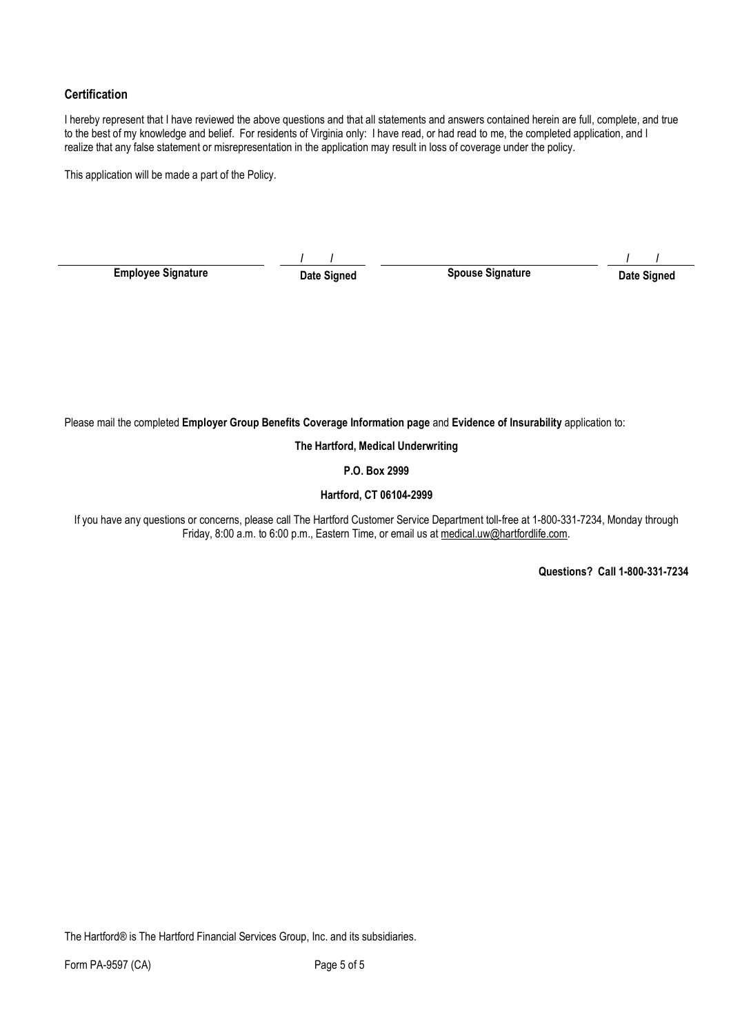### Certification

I hereby represent that I have reviewed the above questions and that all statements and answers contained herein are full, complete, and true to the best of my knowledge and belief. For residents of Virginia only: I have read, or had read to me, the completed application, and I realize that any false statement or misrepresentation in the application may result in loss of coverage under the policy.

This application will be made a part of the Policy.

| | | | |
|---|---|---|---|
| ______________________ | ___/___/___ | ______________________ | ___/___/___ |
| **Employee Signature** | **Date Signed** | **Spouse Signature** | **Date Signed** |

Please mail the completed **Employer Group Benefits Coverage Information page** and **Evidence of Insurability** application to:

**The Hartford, Medical Underwriting**

**P.O. Box 2999**

**Hartford, CT 06104-2999**

If you have any questions or concerns, please call The Hartford Customer Service Department toll-free at 1-800-331-7234, Monday through Friday, 8:00 a.m. to 6:00 p.m., Eastern Time, or email us at medical.uw@hartfordlife.com.

**Questions? Call 1-800-331-7234**

The Hartford® is The Hartford Financial Services Group, Inc. and its subsidiaries.

Form PA-9597 (CA)